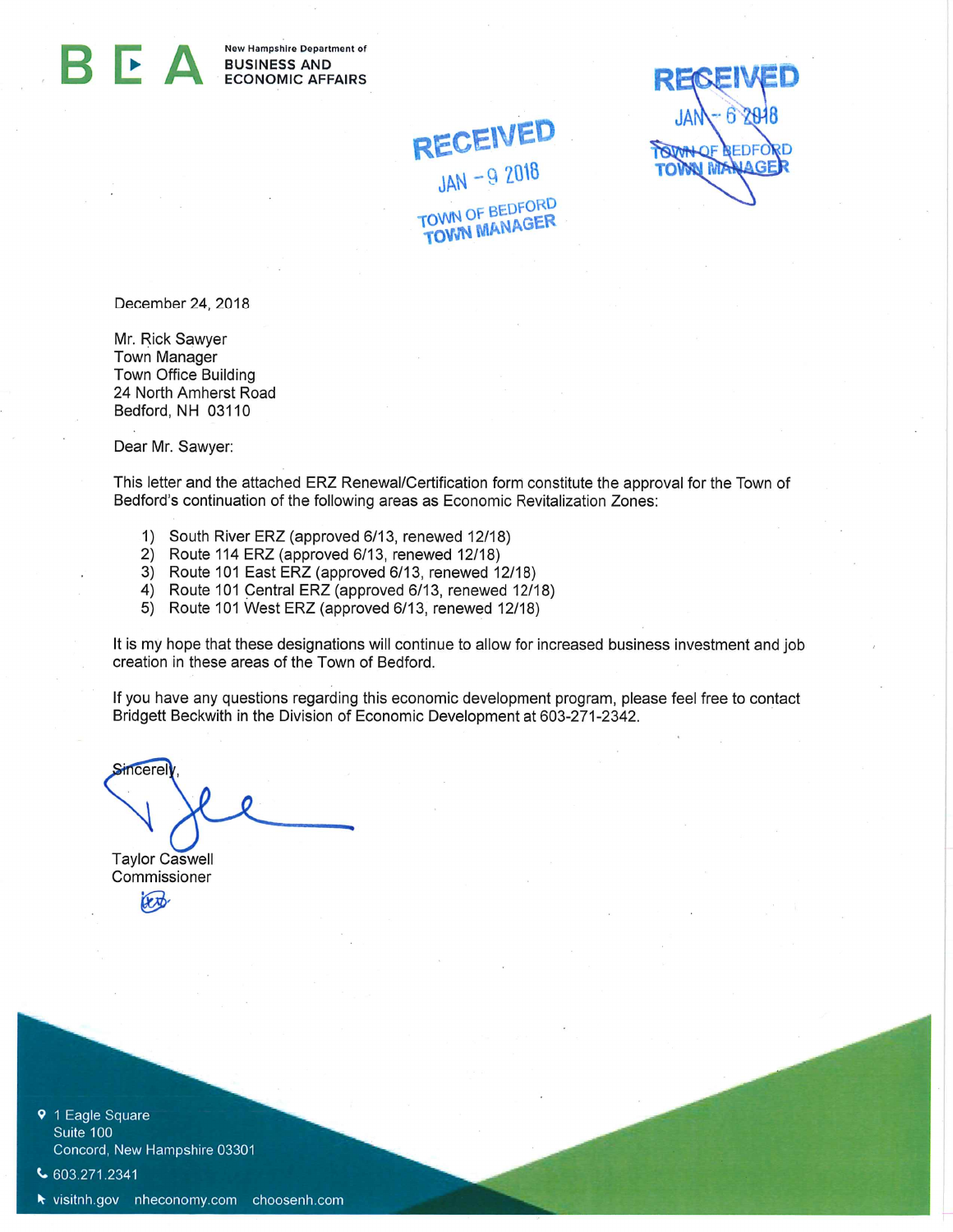**BEA** New Hampshire Department of BUSINESS AND ECONOMIC AFFAIRS

RECEIVED
JAN - 9 2018
TOWN OF BEDFORD
TOWN MANAGER

RECEIVED
JAN - 6 2018
TOWN OF BEDFORD
TOWN MANAGER

December 24, 2018

Mr. Rick Sawyer
Town Manager
Town Office Building
24 North Amherst Road
Bedford, NH 03110

Dear Mr. Sawyer:

This letter and the attached ERZ Renewal/Certification form constitute the approval for the Town of Bedford's continuation of the following areas as Economic Revitalization Zones:

1) South River ERZ (approved 6/13, renewed 12/18)
2) Route 114 ERZ (approved 6/13, renewed 12/18)
3) Route 101 East ERZ (approved 6/13, renewed 12/18)
4) Route 101 Central ERZ (approved 6/13, renewed 12/18)
5) Route 101 West ERZ (approved 6/13, renewed 12/18)

It is my hope that these designations will continue to allow for increased business investment and job creation in these areas of the Town of Bedford.

If you have any questions regarding this economic development program, please feel free to contact Bridgett Beckwith in the Division of Economic Development at 603-271-2342.

Sincerely,

Taylor Caswell
Commissioner

1 Eagle Square
Suite 100
Concord, New Hampshire 03301

603.271.2341

visitnh.gov nheconomy.com choosenh.com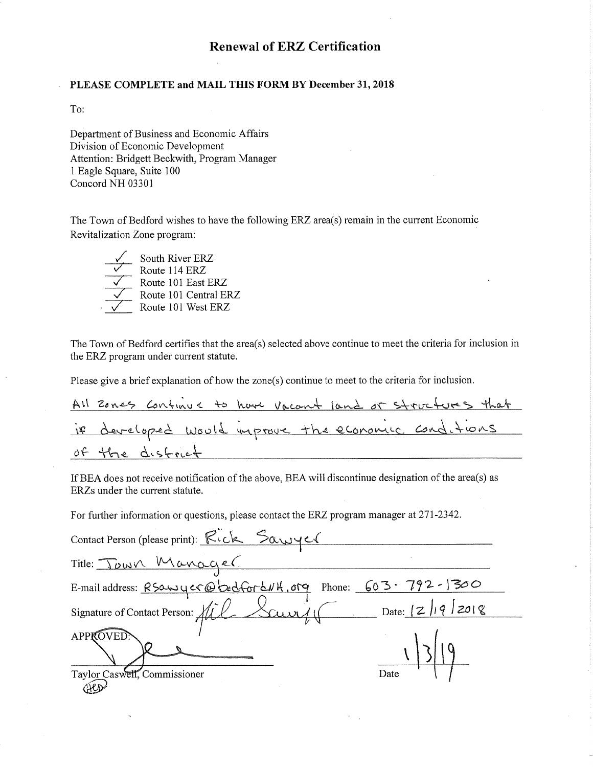# Renewal of ERZ Certification

**PLEASE COMPLETE and MAIL THIS FORM BY December 31, 2018**

To:

Department of Business and Economic Affairs
Division of Economic Development
Attention: Bridgett Beckwith, Program Manager
1 Eagle Square, Suite 100
Concord NH 03301

The Town of Bedford wishes to have the following ERZ area(s) remain in the current Economic Revitalization Zone program:

- ✓ South River ERZ
- ✓ Route 114 ERZ
- ✓ Route 101 East ERZ
- ✓ Route 101 Central ERZ
- ✓ Route 101 West ERZ

The Town of Bedford certifies that the area(s) selected above continue to meet the criteria for inclusion in the ERZ program under current statute.

Please give a brief explanation of how the zone(s) continue to meet to the criteria for inclusion.

All zones continue to have vacant land or structures that if developed would improve the economic conditions of the district

If BEA does not receive notification of the above, BEA will discontinue designation of the area(s) as ERZs under the current statute.

For further information or questions, please contact the ERZ program manager at 271-2342.

Contact Person (please print): Rick Sawyer

Title: Town Manager

E-mail address: RSawyer@bedfordNH.org Phone: 603-792-1300

Signature of Contact Person: [signature] Date: 12/19/2018

APPROVED: [signature]

Taylor Caswell, Commissioner

Date 1/3/19